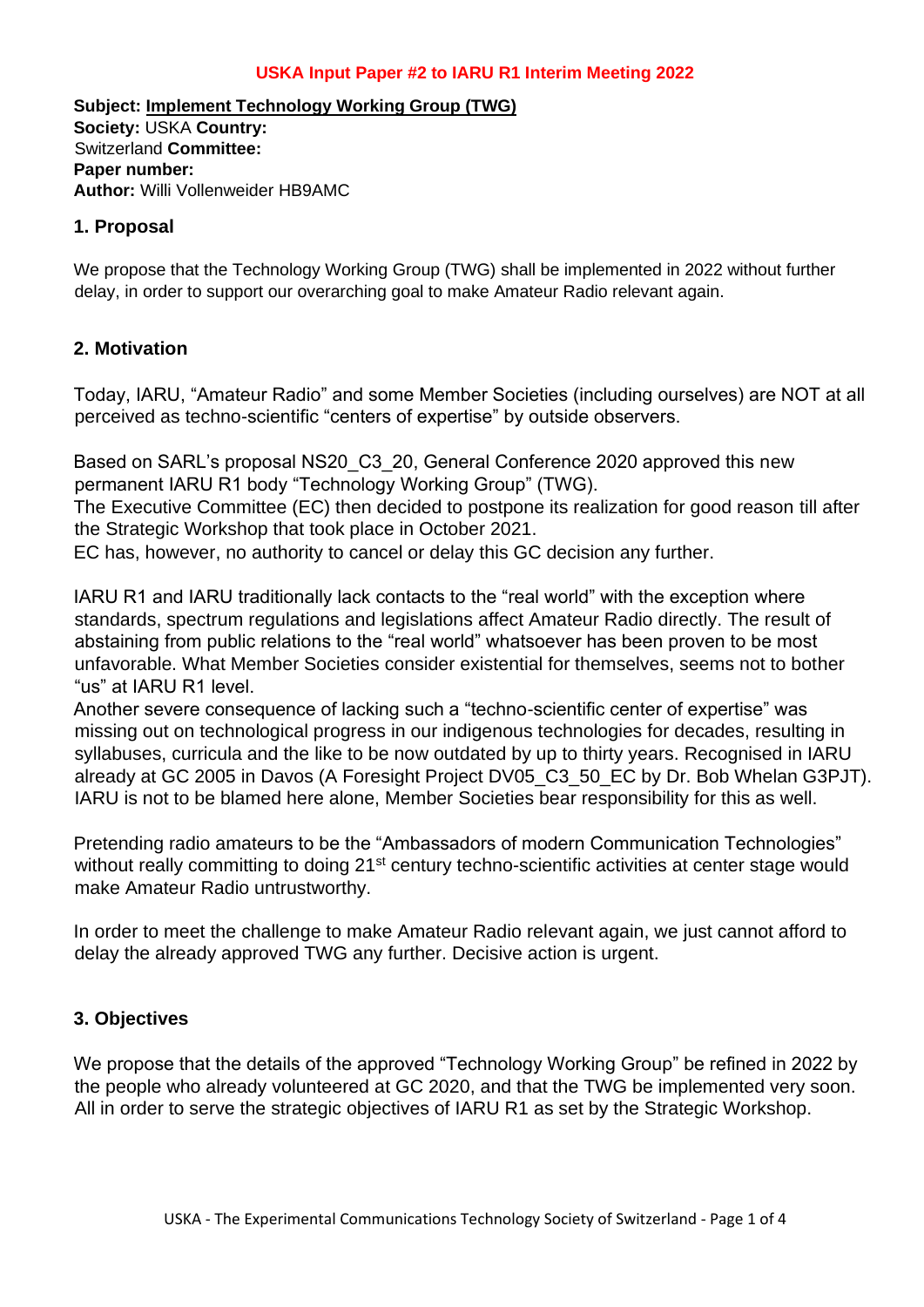**USKA Input Paper #2 to IARU R1 Interim Meeting 2022**

**Subject: Implement Technology Working Group (TWG)**
**Society:** USKA **Country:** Switzerland **Committee:**
**Paper number:**
**Author:** Willi Vollenweider HB9AMC

## 1. Proposal

We propose that the Technology Working Group (TWG) shall be implemented in 2022 without further delay, in order to support our overarching goal to make Amateur Radio relevant again.

## 2. Motivation

Today, IARU, "Amateur Radio" and some Member Societies (including ourselves) are NOT at all perceived as techno-scientific "centers of expertise" by outside observers.

Based on SARL's proposal NS20_C3_20, General Conference 2020 approved this new permanent IARU R1 body "Technology Working Group" (TWG).
The Executive Committee (EC) then decided to postpone its realization for good reason till after the Strategic Workshop that took place in October 2021.
EC has, however, no authority to cancel or delay this GC decision any further.

IARU R1 and IARU traditionally lack contacts to the "real world" with the exception where standards, spectrum regulations and legislations affect Amateur Radio directly. The result of abstaining from public relations to the "real world" whatsoever has been proven to be most unfavorable. What Member Societies consider existential for themselves, seems not to bother "us" at IARU R1 level.
Another severe consequence of lacking such a "techno-scientific center of expertise" was missing out on technological progress in our indigenous technologies for decades, resulting in syllabuses, curricula and the like to be now outdated by up to thirty years. Recognised in IARU already at GC 2005 in Davos (A Foresight Project DV05_C3_50_EC by Dr. Bob Whelan G3PJT). IARU is not to be blamed here alone, Member Societies bear responsibility for this as well.

Pretending radio amateurs to be the "Ambassadors of modern Communication Technologies" without really committing to doing 21st century techno-scientific activities at center stage would make Amateur Radio untrustworthy.

In order to meet the challenge to make Amateur Radio relevant again, we just cannot afford to delay the already approved TWG any further. Decisive action is urgent.

## 3. Objectives

We propose that the details of the approved "Technology Working Group" be refined in 2022 by the people who already volunteered at GC 2020, and that the TWG be implemented very soon. All in order to serve the strategic objectives of IARU R1 as set by the Strategic Workshop.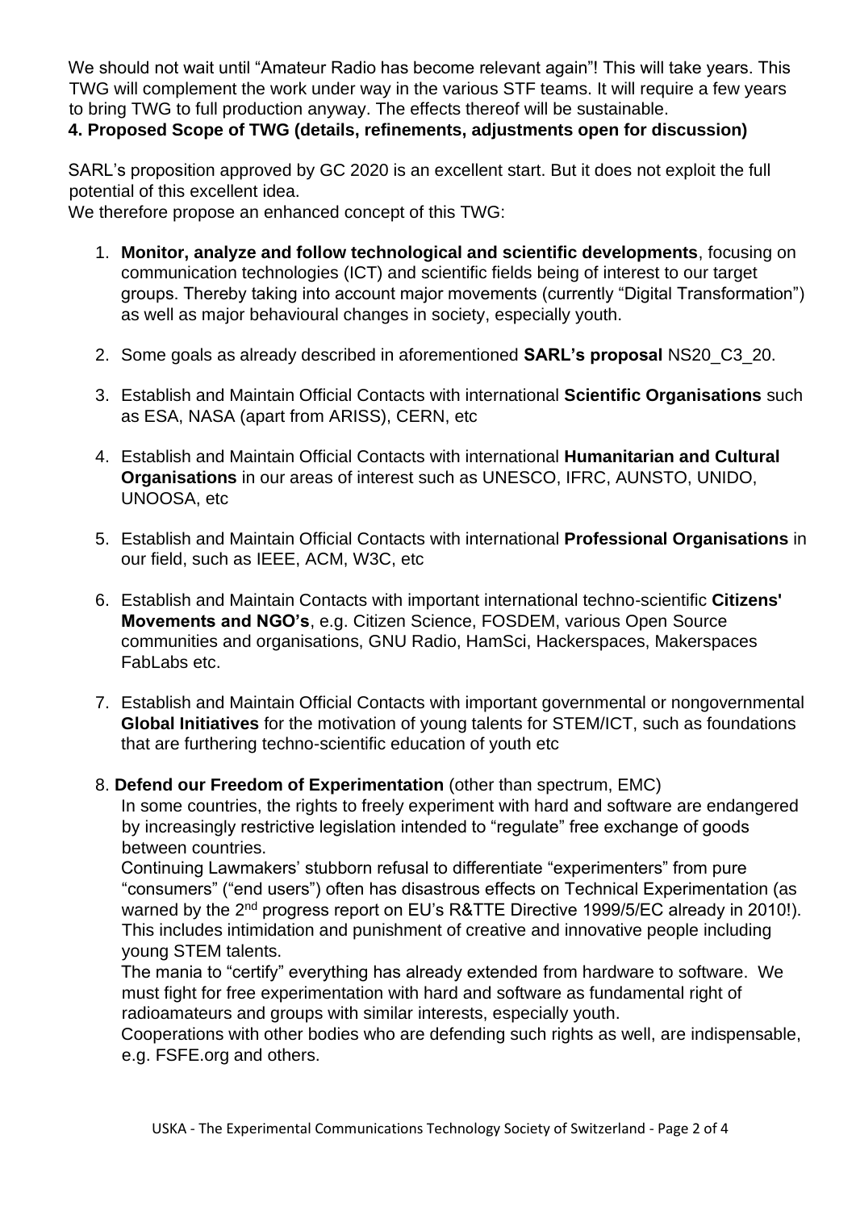We should not wait until "Amateur Radio has become relevant again"! This will take years. This TWG will complement the work under way in the various STF teams. It will require a few years to bring TWG to full production anyway. The effects thereof will be sustainable.

**4. Proposed Scope of TWG (details, refinements, adjustments open for discussion)**

SARL's proposition approved by GC 2020 is an excellent start. But it does not exploit the full potential of this excellent idea.
We therefore propose an enhanced concept of this TWG:

1. **Monitor, analyze and follow technological and scientific developments**, focusing on communication technologies (ICT) and scientific fields being of interest to our target groups. Thereby taking into account major movements (currently "Digital Transformation") as well as major behavioural changes in society, especially youth.

2. Some goals as already described in aforementioned **SARL's proposal** NS20_C3_20.

3. Establish and Maintain Official Contacts with international **Scientific Organisations** such as ESA, NASA (apart from ARISS), CERN, etc

4. Establish and Maintain Official Contacts with international **Humanitarian and Cultural Organisations** in our areas of interest such as UNESCO, IFRC, AUNSTO, UNIDO, UNOOSA, etc

5. Establish and Maintain Official Contacts with international **Professional Organisations** in our field, such as IEEE, ACM, W3C, etc

6. Establish and Maintain Contacts with important international techno-scientific **Citizens' Movements and NGO's**, e.g. Citizen Science, FOSDEM, various Open Source communities and organisations, GNU Radio, HamSci, Hackerspaces, Makerspaces FabLabs etc.

7. Establish and Maintain Official Contacts with important governmental or nongovernmental **Global Initiatives** for the motivation of young talents for STEM/ICT, such as foundations that are furthering techno-scientific education of youth etc

8. **Defend our Freedom of Experimentation** (other than spectrum, EMC)
   In some countries, the rights to freely experiment with hard and software are endangered by increasingly restrictive legislation intended to "regulate" free exchange of goods between countries.
   Continuing Lawmakers' stubborn refusal to differentiate "experimenters" from pure "consumers" ("end users") often has disastrous effects on Technical Experimentation (as warned by the 2nd progress report on EU's R&TTE Directive 1999/5/EC already in 2010!). This includes intimidation and punishment of creative and innovative people including young STEM talents.
   The mania to "certify" everything has already extended from hardware to software. We must fight for free experimentation with hard and software as fundamental right of radioamateurs and groups with similar interests, especially youth.
   Cooperations with other bodies who are defending such rights as well, are indispensable, e.g. FSFE.org and others.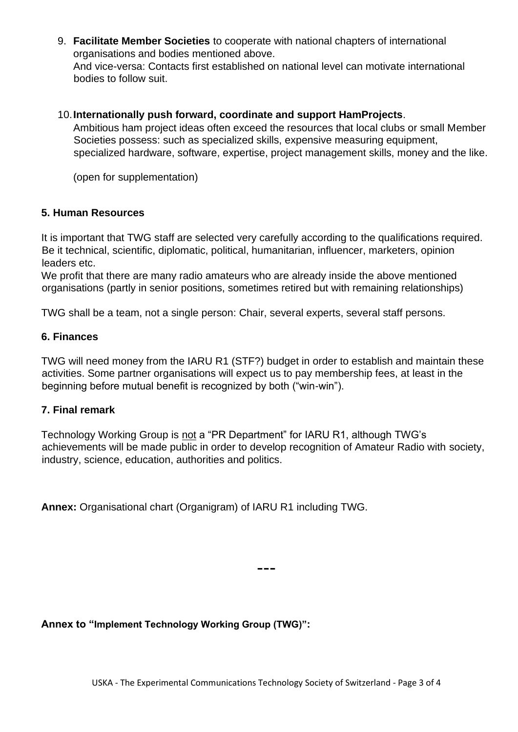9. **Facilitate Member Societies** to cooperate with national chapters of international organisations and bodies mentioned above.
   And vice-versa: Contacts first established on national level can motivate international bodies to follow suit.

10. **Internationally push forward, coordinate and support HamProjects**.
    Ambitious ham project ideas often exceed the resources that local clubs or small Member Societies possess: such as specialized skills, expensive measuring equipment, specialized hardware, software, expertise, project management skills, money and the like.

    (open for supplementation)

### 5. Human Resources

It is important that TWG staff are selected very carefully according to the qualifications required. Be it technical, scientific, diplomatic, political, humanitarian, influencer, marketers, opinion leaders etc.
We profit that there are many radio amateurs who are already inside the above mentioned organisations (partly in senior positions, sometimes retired but with remaining relationships)

TWG shall be a team, not a single person: Chair, several experts, several staff persons.

### 6. Finances

TWG will need money from the IARU R1 (STF?) budget in order to establish and maintain these activities. Some partner organisations will expect us to pay membership fees, at least in the beginning before mutual benefit is recognized by both ("win-win").

### 7. Final remark

Technology Working Group is <u>not</u> a "PR Department" for IARU R1, although TWG's achievements will be made public in order to develop recognition of Amateur Radio with society, industry, science, education, authorities and politics.

**Annex:** Organisational chart (Organigram) of IARU R1 including TWG.

---

**Annex to "Implement Technology Working Group (TWG)":**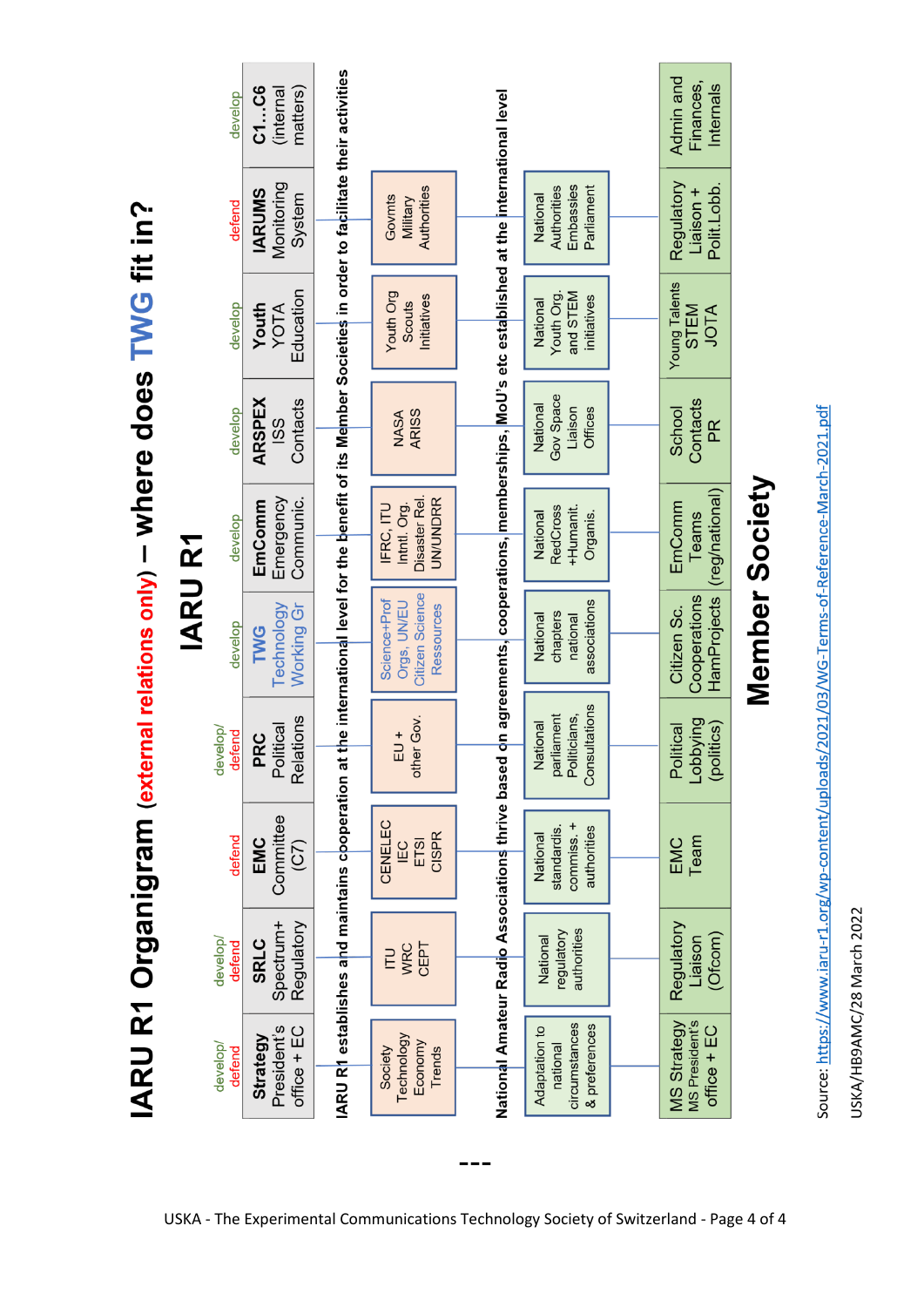# IARU R1 Organigram (external relations only) – where does TWG fit in?

## IARU R1

| | Strategy | SRLC | EMC | PRC | TWG | EmComm | ARSPEX | Youth | IARUMS | C1…C6 |
|---|---|---|---|---|---|---|---|---|---|---|
| | develop/ defend | develop/ defend | defend | develop/ defend | develop | develop | develop | develop | defend | develop |
| IARU R1 | **Strategy** President's office + EC | **SRLC** Spectrum+ Regulatory | **EMC** Committee (C7) | **PRC** Political Relations | **TWG** Technology Working Gr | **EmComm** Emergency Communic. | **ARSPEX** ISS Contacts | **Youth** YOTA Education | **IARUMS** Monitoring System | **C1…C6** (internal matters) |
| **IARU R1 establishes and maintains cooperation at the international level for the benefit of its Member Societies in order to facilitate their activities** | Society Technology Economy Trends | ITU WRC CEPT | CENELEC IEC ETSI CISPR | EU + other Gov. | Science+Prof Orgs, UN/EU Citizen Science Ressources | IFRC, ITU Intntl. Org. Disaster Rel. UN/UNDRR | NASA ARISS | Youth Org Scouts Initiatives | Govmts Military Authorities | |
| **National Amateur Radio Associations thrive based on agreements, cooperations, memberships, MoU's etc established at the international level** | Adaptation to national circumstances & preferences | National regulatory authorities | National standardis. commiss. + authorities | National parliament Politicians, Consultations | National chapters national associations | National RedCross +Humanit. Organis. | National Gov Space Liaison Offices | National Youth Org. and STEM initiatives | National Authorities Embassies Parliament | |
| **Member Society** | MS Strategy MS President's office + EC | Regulatory Liaison (Ofcom) | EMC Team | Political Lobbying (politics) | Citizen Sc. Cooperations HamProjects | EmComm Teams (reg/national) | School Contacts PR | Young Talents STEM JOTA | Regulatory Liaison + Polit.Lobb. | Admin and Finances, Internals |

Source: https://www.iaru-r1.org/wp-content/uploads/2021/03/WG-Terms-of-Reference-March-2021.pdf

USKA/HB9AMC/28 March 2022

---